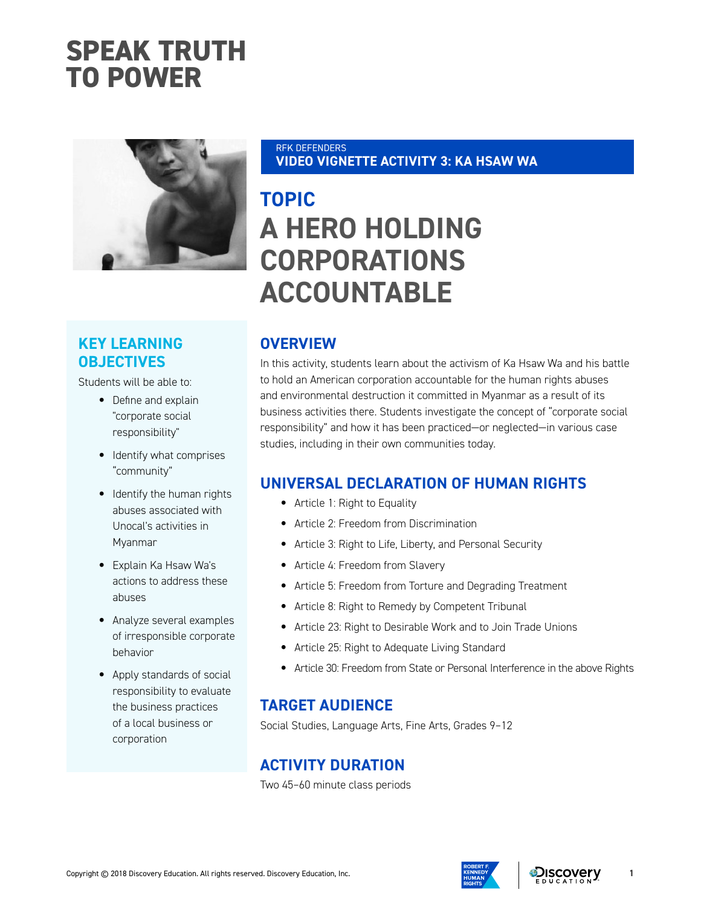# SPEAK TRUTH TO POWER

RFK DEFENDERS
**VIDEO VIGNETTE ACTIVITY 3: KA HSAW WA**

## TOPIC
## A HERO HOLDING CORPORATIONS ACCOUNTABLE

### KEY LEARNING OBJECTIVES

Students will be able to:

- Define and explain "corporate social responsibility"
- Identify what comprises "community"
- Identify the human rights abuses associated with Unocal's activities in Myanmar
- Explain Ka Hsaw Wa's actions to address these abuses
- Analyze several examples of irresponsible corporate behavior
- Apply standards of social responsibility to evaluate the business practices of a local business or corporation

### OVERVIEW

In this activity, students learn about the activism of Ka Hsaw Wa and his battle to hold an American corporation accountable for the human rights abuses and environmental destruction it committed in Myanmar as a result of its business activities there. Students investigate the concept of "corporate social responsibility" and how it has been practiced—or neglected—in various case studies, including in their own communities today.

### UNIVERSAL DECLARATION OF HUMAN RIGHTS

- Article 1: Right to Equality
- Article 2: Freedom from Discrimination
- Article 3: Right to Life, Liberty, and Personal Security
- Article 4: Freedom from Slavery
- Article 5: Freedom from Torture and Degrading Treatment
- Article 8: Right to Remedy by Competent Tribunal
- Article 23: Right to Desirable Work and to Join Trade Unions
- Article 25: Right to Adequate Living Standard
- Article 30: Freedom from State or Personal Interference in the above Rights

### TARGET AUDIENCE

Social Studies, Language Arts, Fine Arts, Grades 9–12

### ACTIVITY DURATION

Two 45–60 minute class periods

Copyright © 2018 Discovery Education. All rights reserved. Discovery Education, Inc.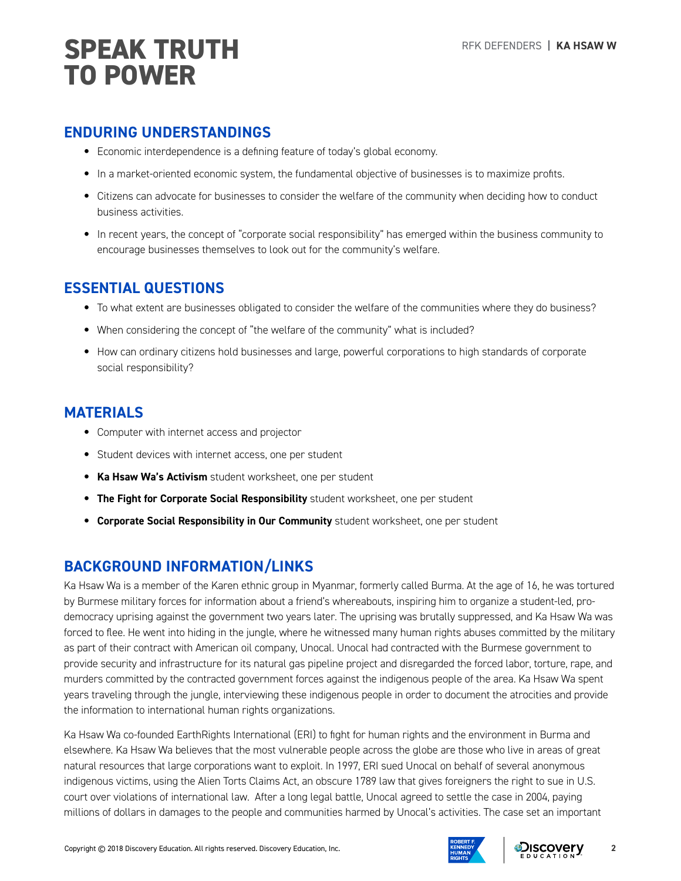# SPEAK TRUTH TO POWER

## ENDURING UNDERSTANDINGS

- Economic interdependence is a defining feature of today's global economy.
- In a market-oriented economic system, the fundamental objective of businesses is to maximize profits.
- Citizens can advocate for businesses to consider the welfare of the community when deciding how to conduct business activities.
- In recent years, the concept of "corporate social responsibility" has emerged within the business community to encourage businesses themselves to look out for the community's welfare.

## ESSENTIAL QUESTIONS

- To what extent are businesses obligated to consider the welfare of the communities where they do business?
- When considering the concept of "the welfare of the community" what is included?
- How can ordinary citizens hold businesses and large, powerful corporations to high standards of corporate social responsibility?

## MATERIALS

- Computer with internet access and projector
- Student devices with internet access, one per student
- **Ka Hsaw Wa's Activism** student worksheet, one per student
- **The Fight for Corporate Social Responsibility** student worksheet, one per student
- **Corporate Social Responsibility in Our Community** student worksheet, one per student

## BACKGROUND INFORMATION/LINKS

Ka Hsaw Wa is a member of the Karen ethnic group in Myanmar, formerly called Burma. At the age of 16, he was tortured by Burmese military forces for information about a friend's whereabouts, inspiring him to organize a student-led, pro-democracy uprising against the government two years later. The uprising was brutally suppressed, and Ka Hsaw Wa was forced to flee. He went into hiding in the jungle, where he witnessed many human rights abuses committed by the military as part of their contract with American oil company, Unocal. Unocal had contracted with the Burmese government to provide security and infrastructure for its natural gas pipeline project and disregarded the forced labor, torture, rape, and murders committed by the contracted government forces against the indigenous people of the area. Ka Hsaw Wa spent years traveling through the jungle, interviewing these indigenous people in order to document the atrocities and provide the information to international human rights organizations.

Ka Hsaw Wa co-founded EarthRights International (ERI) to fight for human rights and the environment in Burma and elsewhere. Ka Hsaw Wa believes that the most vulnerable people across the globe are those who live in areas of great natural resources that large corporations want to exploit. In 1997, ERI sued Unocal on behalf of several anonymous indigenous victims, using the Alien Torts Claims Act, an obscure 1789 law that gives foreigners the right to sue in U.S. court over violations of international law. After a long legal battle, Unocal agreed to settle the case in 2004, paying millions of dollars in damages to the people and communities harmed by Unocal's activities. The case set an important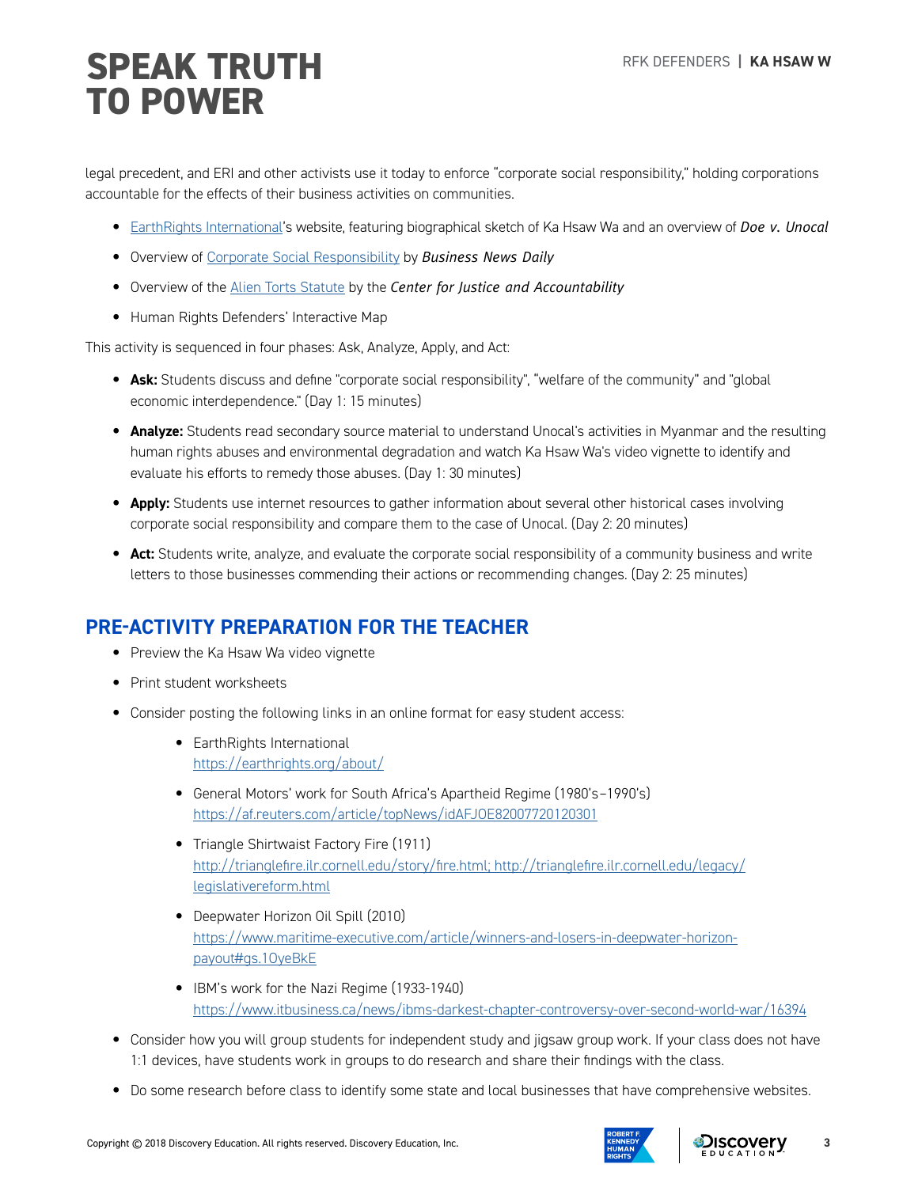legal precedent, and ERI and other activists use it today to enforce "corporate social responsibility," holding corporations accountable for the effects of their business activities on communities.

- EarthRights International's website, featuring biographical sketch of Ka Hsaw Wa and an overview of *Doe v. Unocal*
- Overview of Corporate Social Responsibility by *Business News Daily*
- Overview of the Alien Torts Statute by the *Center for Justice and Accountability*
- Human Rights Defenders' Interactive Map

This activity is sequenced in four phases: Ask, Analyze, Apply, and Act:

- **Ask:** Students discuss and define "corporate social responsibility", "welfare of the community" and "global economic interdependence." (Day 1: 15 minutes)
- **Analyze:** Students read secondary source material to understand Unocal's activities in Myanmar and the resulting human rights abuses and environmental degradation and watch Ka Hsaw Wa's video vignette to identify and evaluate his efforts to remedy those abuses. (Day 1: 30 minutes)
- **Apply:** Students use internet resources to gather information about several other historical cases involving corporate social responsibility and compare them to the case of Unocal. (Day 2: 20 minutes)
- **Act:** Students write, analyze, and evaluate the corporate social responsibility of a community business and write letters to those businesses commending their actions or recommending changes. (Day 2: 25 minutes)

## PRE-ACTIVITY PREPARATION FOR THE TEACHER

- Preview the Ka Hsaw Wa video vignette
- Print student worksheets
- Consider posting the following links in an online format for easy student access:
  - EarthRights International
    https://earthrights.org/about/
  - General Motors' work for South Africa's Apartheid Regime (1980's–1990's)
    https://af.reuters.com/article/topNews/idAFJOE82007720120301
  - Triangle Shirtwaist Factory Fire (1911)
    http://trianglefire.ilr.cornell.edu/story/fire.html; http://trianglefire.ilr.cornell.edu/legacy/legislativereform.html
  - Deepwater Horizon Oil Spill (2010)
    https://www.maritime-executive.com/article/winners-and-losers-in-deepwater-horizon-payout#gs.1OyeBkE
  - IBM's work for the Nazi Regime (1933-1940)
    https://www.itbusiness.ca/news/ibms-darkest-chapter-controversy-over-second-world-war/16394
- Consider how you will group students for independent study and jigsaw group work. If your class does not have 1:1 devices, have students work in groups to do research and share their findings with the class.
- Do some research before class to identify some state and local businesses that have comprehensive websites.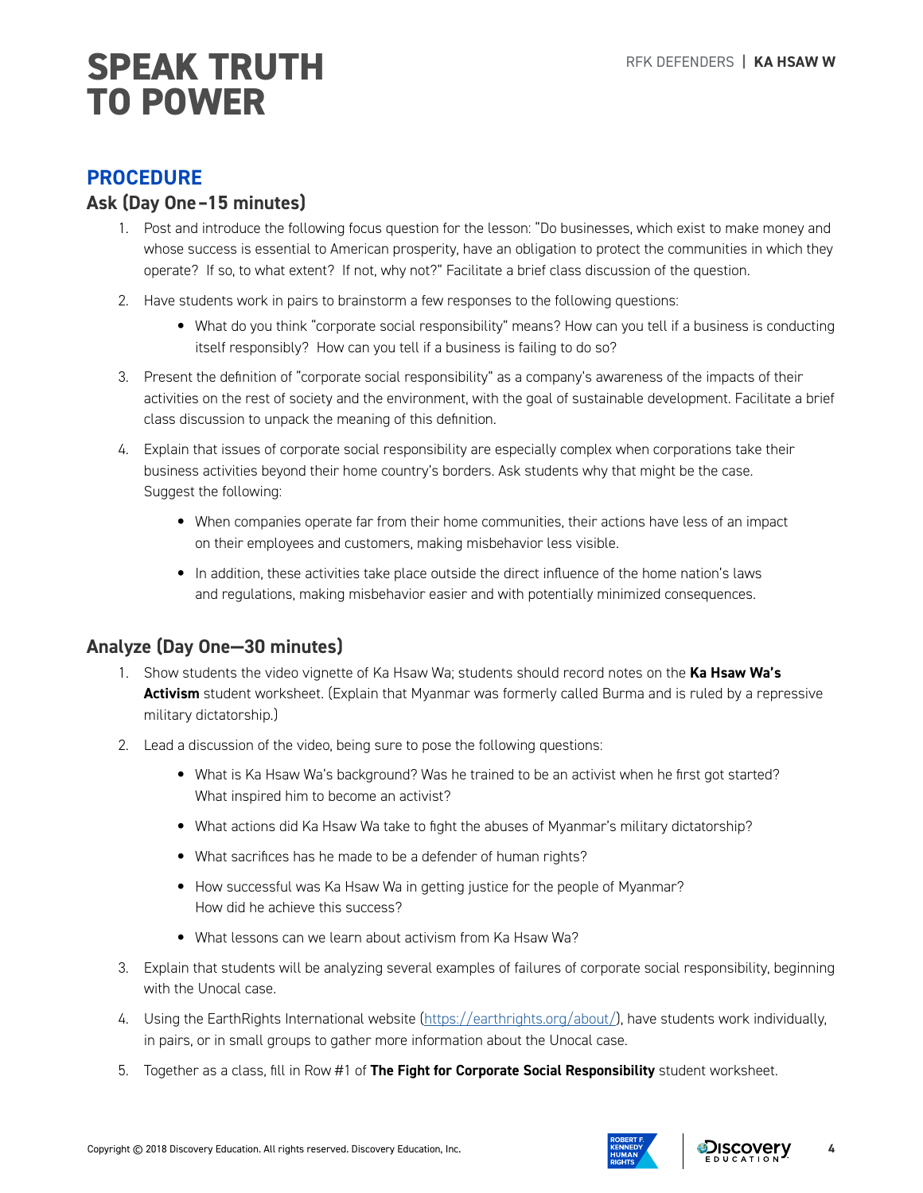# SPEAK TRUTH TO POWER

## PROCEDURE

### Ask (Day One –15 minutes)

1. Post and introduce the following focus question for the lesson: "Do businesses, which exist to make money and whose success is essential to American prosperity, have an obligation to protect the communities in which they operate? If so, to what extent? If not, why not?" Facilitate a brief class discussion of the question.
2. Have students work in pairs to brainstorm a few responses to the following questions:
   - What do you think "corporate social responsibility" means? How can you tell if a business is conducting itself responsibly? How can you tell if a business is failing to do so?
3. Present the definition of "corporate social responsibility" as a company's awareness of the impacts of their activities on the rest of society and the environment, with the goal of sustainable development. Facilitate a brief class discussion to unpack the meaning of this definition.
4. Explain that issues of corporate social responsibility are especially complex when corporations take their business activities beyond their home country's borders. Ask students why that might be the case. Suggest the following:
   - When companies operate far from their home communities, their actions have less of an impact on their employees and customers, making misbehavior less visible.
   - In addition, these activities take place outside the direct influence of the home nation's laws and regulations, making misbehavior easier and with potentially minimized consequences.

### Analyze (Day One—30 minutes)

1. Show students the video vignette of Ka Hsaw Wa; students should record notes on the **Ka Hsaw Wa's Activism** student worksheet. (Explain that Myanmar was formerly called Burma and is ruled by a repressive military dictatorship.)
2. Lead a discussion of the video, being sure to pose the following questions:
   - What is Ka Hsaw Wa's background? Was he trained to be an activist when he first got started? What inspired him to become an activist?
   - What actions did Ka Hsaw Wa take to fight the abuses of Myanmar's military dictatorship?
   - What sacrifices has he made to be a defender of human rights?
   - How successful was Ka Hsaw Wa in getting justice for the people of Myanmar? How did he achieve this success?
   - What lessons can we learn about activism from Ka Hsaw Wa?
3. Explain that students will be analyzing several examples of failures of corporate social responsibility, beginning with the Unocal case.
4. Using the EarthRights International website (https://earthrights.org/about/), have students work individually, in pairs, or in small groups to gather more information about the Unocal case.
5. Together as a class, fill in Row #1 of **The Fight for Corporate Social Responsibility** student worksheet.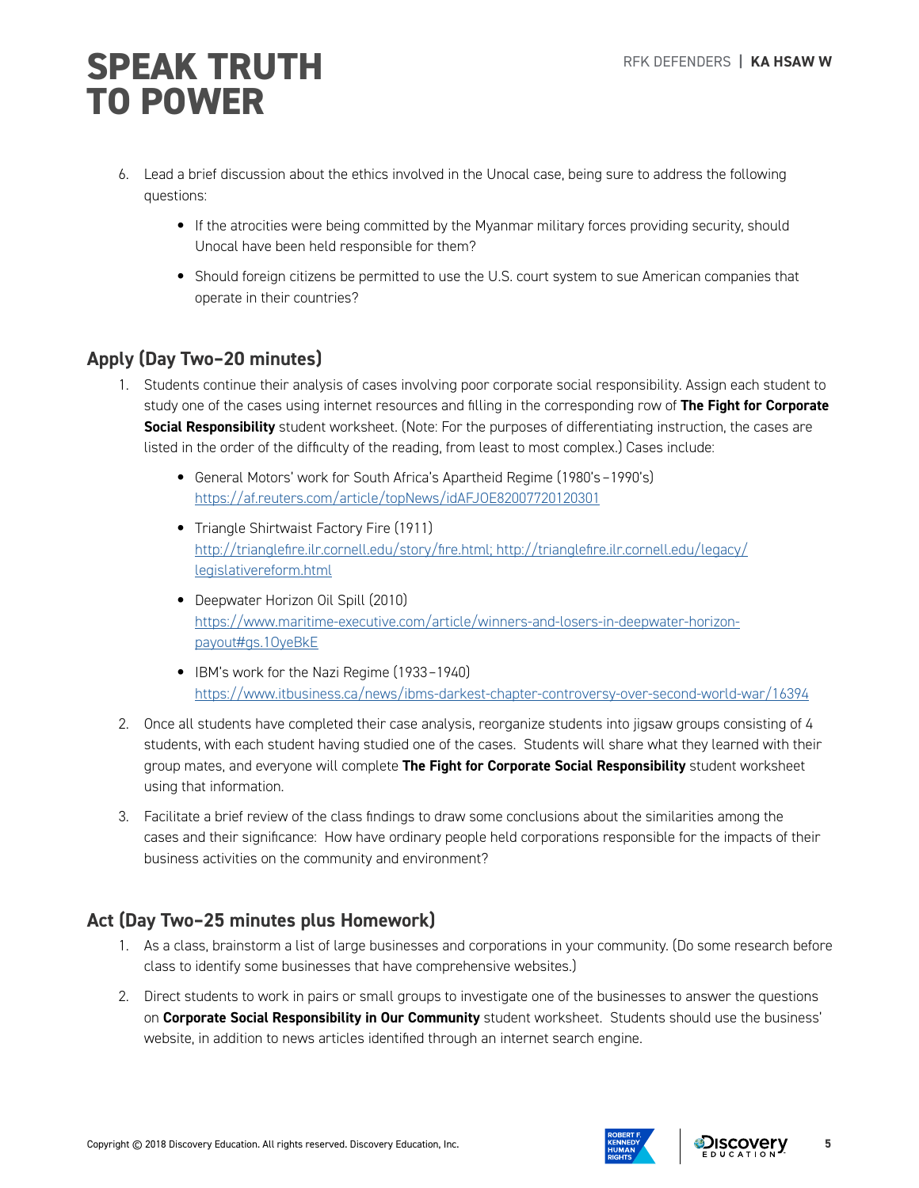6. Lead a brief discussion about the ethics involved in the Unocal case, being sure to address the following questions:

    - If the atrocities were being committed by the Myanmar military forces providing security, should Unocal have been held responsible for them?
    - Should foreign citizens be permitted to use the U.S. court system to sue American companies that operate in their countries?

## Apply (Day Two–20 minutes)

1. Students continue their analysis of cases involving poor corporate social responsibility. Assign each student to study one of the cases using internet resources and filling in the corresponding row of **The Fight for Corporate Social Responsibility** student worksheet. (Note: For the purposes of differentiating instruction, the cases are listed in the order of the difficulty of the reading, from least to most complex.) Cases include:

    - General Motors' work for South Africa's Apartheid Regime (1980's –1990's)
      https://af.reuters.com/article/topNews/idAFJOE82007720120301
    - Triangle Shirtwaist Factory Fire (1911)
      http://trianglefire.ilr.cornell.edu/story/fire.html; http://trianglefire.ilr.cornell.edu/legacy/legislativereform.html
    - Deepwater Horizon Oil Spill (2010)
      https://www.maritime-executive.com/article/winners-and-losers-in-deepwater-horizon-payout#gs.10yeBkE
    - IBM's work for the Nazi Regime (1933 –1940)
      https://www.itbusiness.ca/news/ibms-darkest-chapter-controversy-over-second-world-war/16394

2. Once all students have completed their case analysis, reorganize students into jigsaw groups consisting of 4 students, with each student having studied one of the cases. Students will share what they learned with their group mates, and everyone will complete **The Fight for Corporate Social Responsibility** student worksheet using that information.

3. Facilitate a brief review of the class findings to draw some conclusions about the similarities among the cases and their significance: How have ordinary people held corporations responsible for the impacts of their business activities on the community and environment?

## Act (Day Two–25 minutes plus Homework)

1. As a class, brainstorm a list of large businesses and corporations in your community. (Do some research before class to identify some businesses that have comprehensive websites.)

2. Direct students to work in pairs or small groups to investigate one of the businesses to answer the questions on **Corporate Social Responsibility in Our Community** student worksheet. Students should use the business' website, in addition to news articles identified through an internet search engine.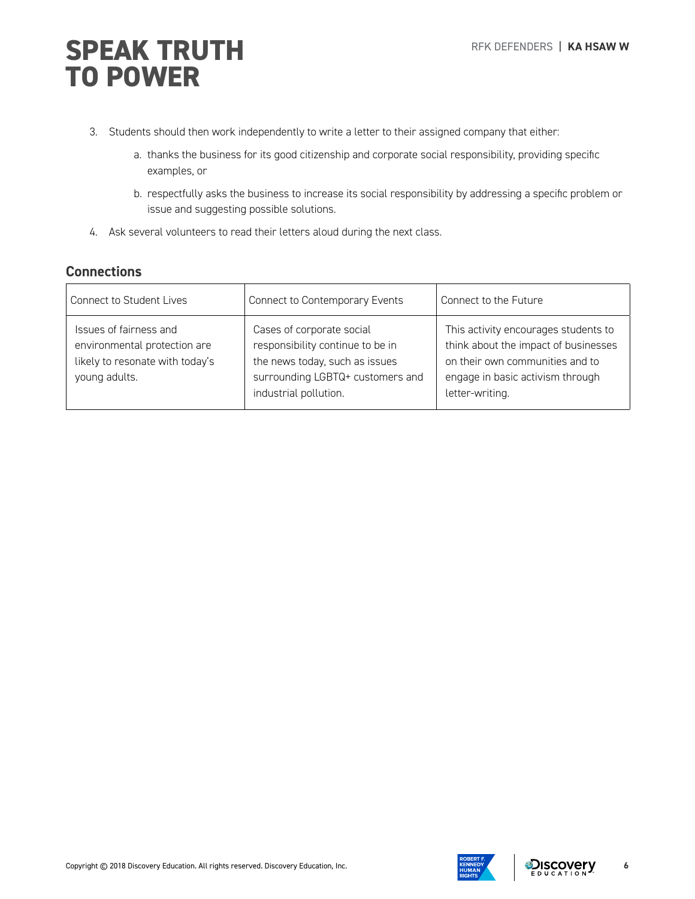# SPEAK TRUTH TO POWER

3. Students should then work independently to write a letter to their assigned company that either:

    a. thanks the business for its good citizenship and corporate social responsibility, providing specific examples, or

    b. respectfully asks the business to increase its social responsibility by addressing a specific problem or issue and suggesting possible solutions.

4. Ask several volunteers to read their letters aloud during the next class.

## Connections

| Connect to Student Lives | Connect to Contemporary Events | Connect to the Future |
|---|---|---|
| Issues of fairness and environmental protection are likely to resonate with today's young adults. | Cases of corporate social responsibility continue to be in the news today, such as issues surrounding LGBTQ+ customers and industrial pollution. | This activity encourages students to think about the impact of businesses on their own communities and to engage in basic activism through letter-writing. |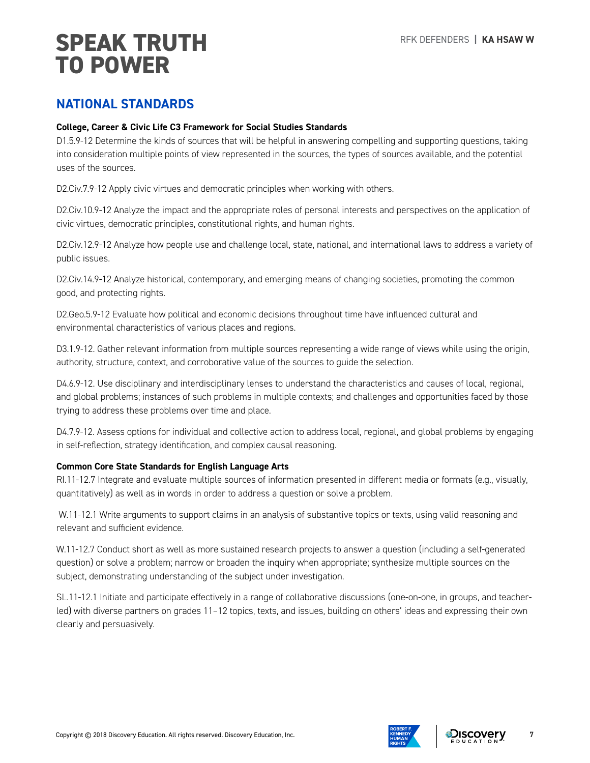# SPEAK TRUTH TO POWER

## NATIONAL STANDARDS

**College, Career & Civic Life C3 Framework for Social Studies Standards**

D1.5.9-12 Determine the kinds of sources that will be helpful in answering compelling and supporting questions, taking into consideration multiple points of view represented in the sources, the types of sources available, and the potential uses of the sources.

D2.Civ.7.9-12 Apply civic virtues and democratic principles when working with others.

D2.Civ.10.9-12 Analyze the impact and the appropriate roles of personal interests and perspectives on the application of civic virtues, democratic principles, constitutional rights, and human rights.

D2.Civ.12.9-12 Analyze how people use and challenge local, state, national, and international laws to address a variety of public issues.

D2.Civ.14.9-12 Analyze historical, contemporary, and emerging means of changing societies, promoting the common good, and protecting rights.

D2.Geo.5.9-12 Evaluate how political and economic decisions throughout time have influenced cultural and environmental characteristics of various places and regions.

D3.1.9-12. Gather relevant information from multiple sources representing a wide range of views while using the origin, authority, structure, context, and corroborative value of the sources to guide the selection.

D4.6.9-12. Use disciplinary and interdisciplinary lenses to understand the characteristics and causes of local, regional, and global problems; instances of such problems in multiple contexts; and challenges and opportunities faced by those trying to address these problems over time and place.

D4.7.9-12. Assess options for individual and collective action to address local, regional, and global problems by engaging in self-reflection, strategy identification, and complex causal reasoning.

**Common Core State Standards for English Language Arts**

RI.11-12.7 Integrate and evaluate multiple sources of information presented in different media or formats (e.g., visually, quantitatively) as well as in words in order to address a question or solve a problem.

W.11-12.1 Write arguments to support claims in an analysis of substantive topics or texts, using valid reasoning and relevant and sufficient evidence.

W.11-12.7 Conduct short as well as more sustained research projects to answer a question (including a self-generated question) or solve a problem; narrow or broaden the inquiry when appropriate; synthesize multiple sources on the subject, demonstrating understanding of the subject under investigation.

SL.11-12.1 Initiate and participate effectively in a range of collaborative discussions (one-on-one, in groups, and teacher-led) with diverse partners on grades 11–12 topics, texts, and issues, building on others' ideas and expressing their own clearly and persuasively.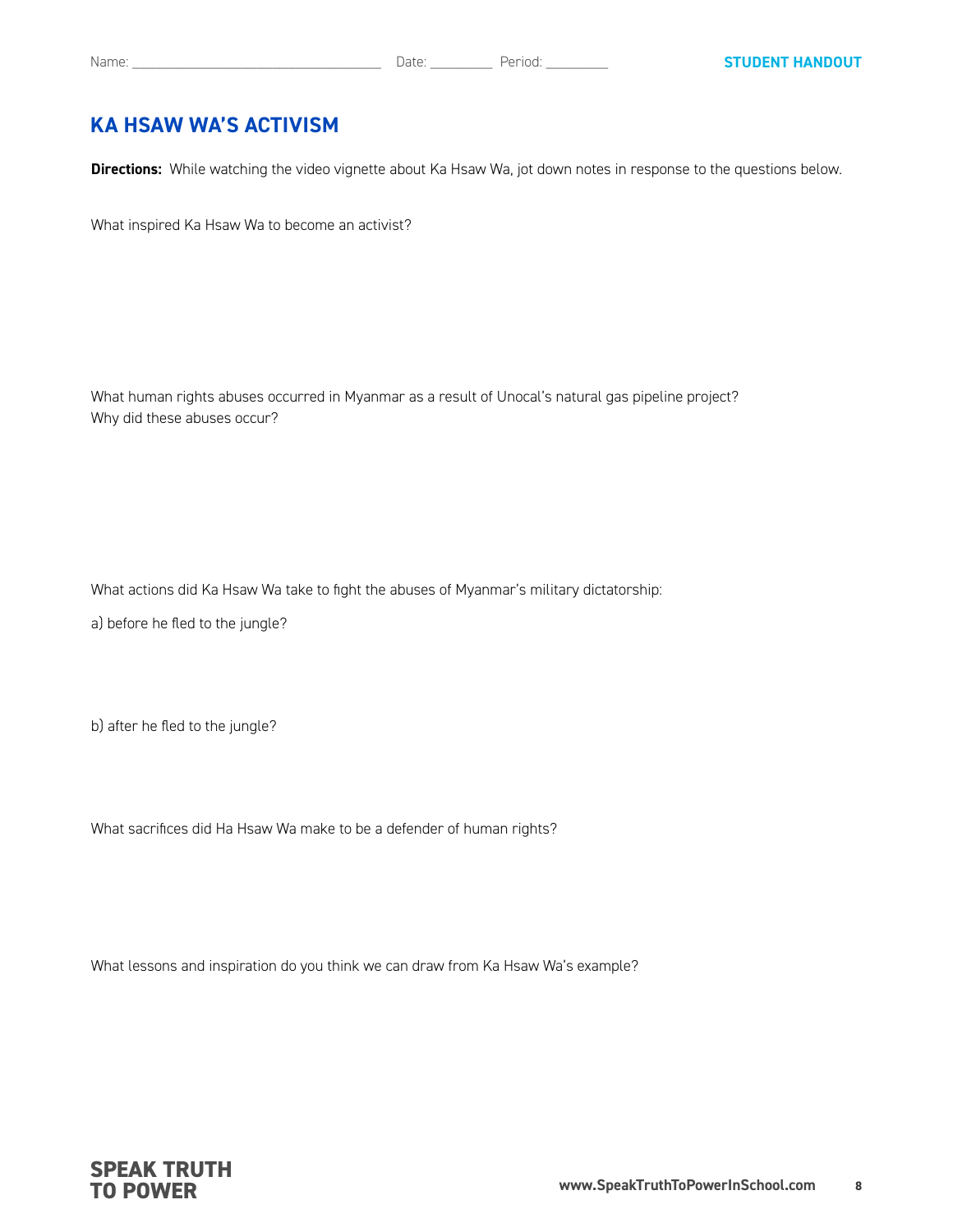Name: ______________________________ Date: ________ Period: ________

**STUDENT HANDOUT**

## KA HSAW WA'S ACTIVISM

**Directions:** While watching the video vignette about Ka Hsaw Wa, jot down notes in response to the questions below.

What inspired Ka Hsaw Wa to become an activist?

What human rights abuses occurred in Myanmar as a result of Unocal's natural gas pipeline project? Why did these abuses occur?

What actions did Ka Hsaw Wa take to fight the abuses of Myanmar's military dictatorship:

a) before he fled to the jungle?

b) after he fled to the jungle?

What sacrifices did Ha Hsaw Wa make to be a defender of human rights?

What lessons and inspiration do you think we can draw from Ka Hsaw Wa's example?

**SPEAK TRUTH TO POWER**

**www.SpeakTruthToPowerInSchool.com**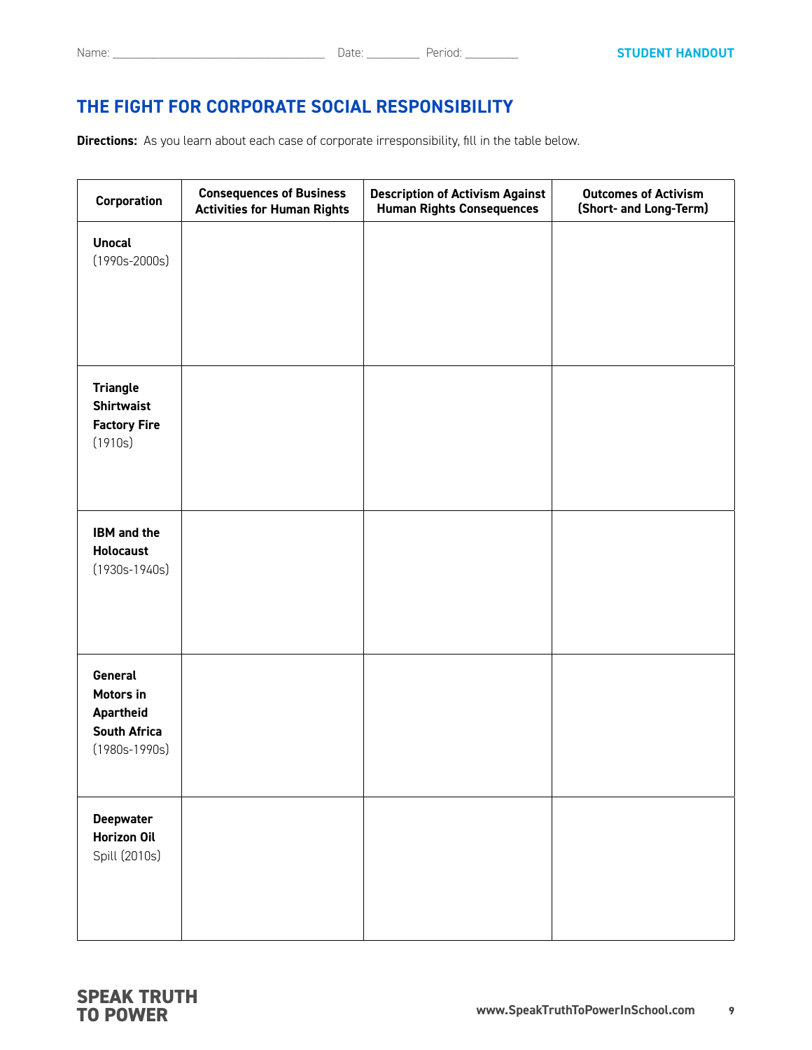Name: ______________________ Date: ________ Period: ________

**STUDENT HANDOUT**

## THE FIGHT FOR CORPORATE SOCIAL RESPONSIBILITY

**Directions:** As you learn about each case of corporate irresponsibility, fill in the table below.

| Corporation | Consequences of Business Activities for Human Rights | Description of Activism Against Human Rights Consequences | Outcomes of Activism (Short- and Long-Term) |
|---|---|---|---|
| **Unocal** (1990s-2000s) | | | |
| **Triangle Shirtwaist Factory Fire** (1910s) | | | |
| **IBM and the Holocaust** (1930s-1940s) | | | |
| **General Motors in Apartheid South Africa** (1980s-1990s) | | | |
| **Deepwater Horizon Oil** Spill (2010s) | | | |

**SPEAK TRUTH TO POWER**

www.SpeakTruthToPowerInSchool.com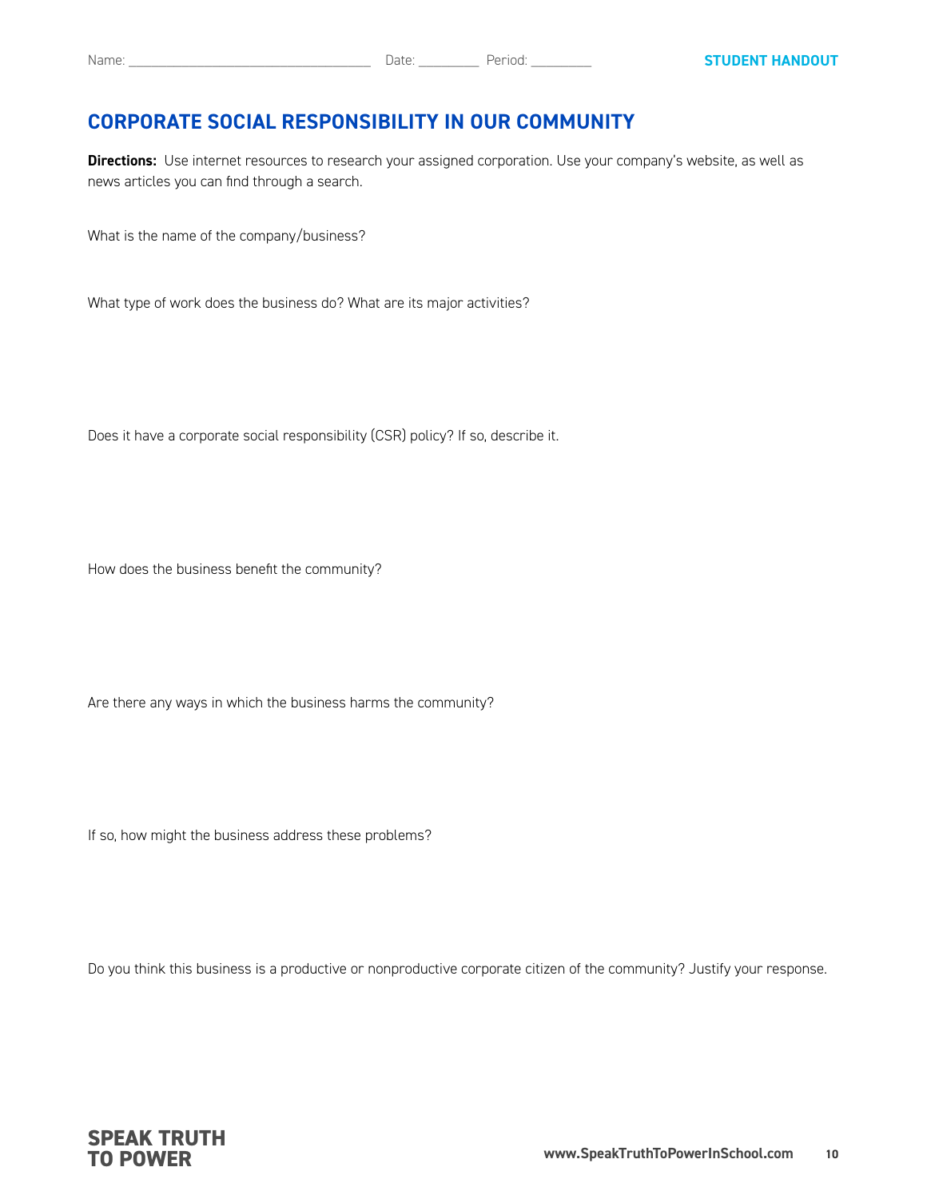Name: ______________________________ Date: ________ Period: ________

**STUDENT HANDOUT**

# CORPORATE SOCIAL RESPONSIBILITY IN OUR COMMUNITY

**Directions:** Use internet resources to research your assigned corporation. Use your company's website, as well as news articles you can find through a search.

What is the name of the company/business?

What type of work does the business do? What are its major activities?

Does it have a corporate social responsibility (CSR) policy? If so, describe it.

How does the business benefit the community?

Are there any ways in which the business harms the community?

If so, how might the business address these problems?

Do you think this business is a productive or nonproductive corporate citizen of the community? Justify your response.